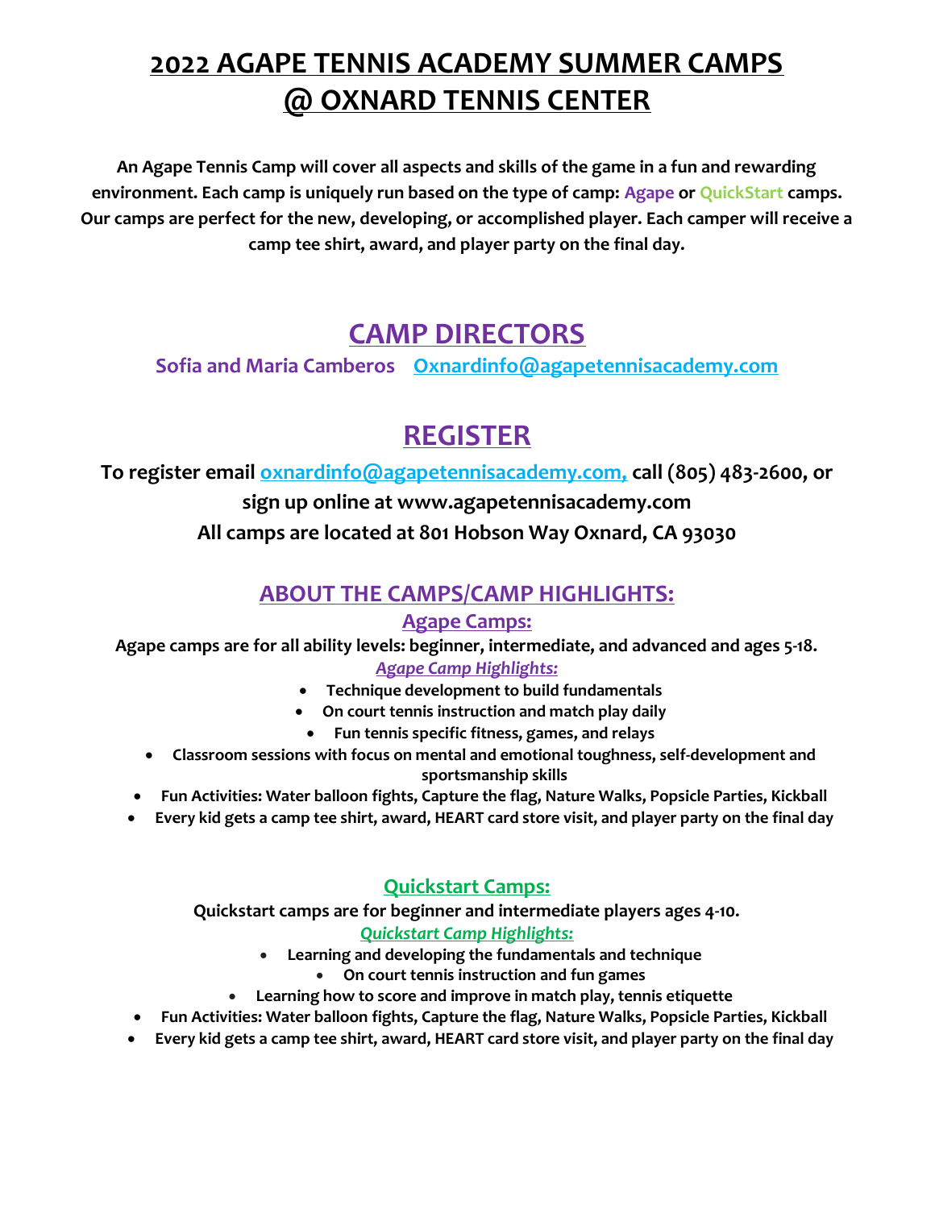# 2022 AGAPE TENNIS ACADEMY SUMMER CAMPS @ OXNARD TENNIS CENTER

**An Agape Tennis Camp will cover all aspects and skills of the game in a fun and rewarding environment. Each camp is uniquely run based on the type of camp: Agape or QuickStart camps. Our camps are perfect for the new, developing, or accomplished player. Each camper will receive a camp tee shirt, award, and player party on the final day.**

## CAMP DIRECTORS

**Sofia and Maria Camberos** Oxnardinfo@agapetennisacademy.com

## REGISTER

**To register email oxnardinfo@agapetennisacademy.com, call (805) 483-2600, or sign up online at www.agapetennisacademy.com**

**All camps are located at 801 Hobson Way Oxnard, CA 93030**

### ABOUT THE CAMPS/CAMP HIGHLIGHTS:

#### Agape Camps:

**Agape camps are for all ability levels: beginner, intermediate, and advanced and ages 5-18.**

***Agape Camp Highlights:***

- **Technique development to build fundamentals**
- **On court tennis instruction and match play daily**
- **Fun tennis specific fitness, games, and relays**
- **Classroom sessions with focus on mental and emotional toughness, self-development and sportsmanship skills**
- **Fun Activities: Water balloon fights, Capture the flag, Nature Walks, Popsicle Parties, Kickball**
- **Every kid gets a camp tee shirt, award, HEART card store visit, and player party on the final day**

#### Quickstart Camps:

**Quickstart camps are for beginner and intermediate players ages 4-10.**

***Quickstart Camp Highlights:***

- **Learning and developing the fundamentals and technique**
- **On court tennis instruction and fun games**
- **Learning how to score and improve in match play, tennis etiquette**
- **Fun Activities: Water balloon fights, Capture the flag, Nature Walks, Popsicle Parties, Kickball**
- **Every kid gets a camp tee shirt, award, HEART card store visit, and player party on the final day**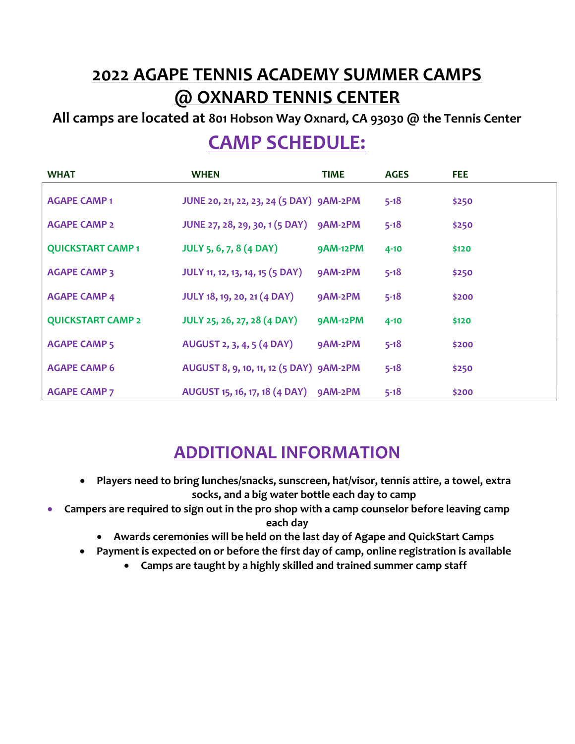# 2022 AGAPE TENNIS ACADEMY SUMMER CAMPS @ OXNARD TENNIS CENTER

**All camps are located at 801 Hobson Way Oxnard, CA 93030 @ the Tennis Center**

## CAMP SCHEDULE:

| WHAT | WHEN | TIME | AGES | FEE |
|---|---|---|---|---|
| AGAPE CAMP 1 | JUNE 20, 21, 22, 23, 24 (5 DAY) | 9AM-2PM | 5-18 | $250 |
| AGAPE CAMP 2 | JUNE 27, 28, 29, 30, 1 (5 DAY) | 9AM-2PM | 5-18 | $250 |
| QUICKSTART CAMP 1 | JULY 5, 6, 7, 8 (4 DAY) | 9AM-12PM | 4-10 | $120 |
| AGAPE CAMP 3 | JULY 11, 12, 13, 14, 15 (5 DAY) | 9AM-2PM | 5-18 | $250 |
| AGAPE CAMP 4 | JULY 18, 19, 20, 21 (4 DAY) | 9AM-2PM | 5-18 | $200 |
| QUICKSTART CAMP 2 | JULY 25, 26, 27, 28 (4 DAY) | 9AM-12PM | 4-10 | $120 |
| AGAPE CAMP 5 | AUGUST 2, 3, 4, 5 (4 DAY) | 9AM-2PM | 5-18 | $200 |
| AGAPE CAMP 6 | AUGUST 8, 9, 10, 11, 12 (5 DAY) | 9AM-2PM | 5-18 | $250 |
| AGAPE CAMP 7 | AUGUST 15, 16, 17, 18 (4 DAY) | 9AM-2PM | 5-18 | $200 |

## ADDITIONAL INFORMATION

- **Players need to bring lunches/snacks, sunscreen, hat/visor, tennis attire, a towel, extra socks, and a big water bottle each day to camp**
- **Campers are required to sign out in the pro shop with a camp counselor before leaving camp each day**
- **Awards ceremonies will be held on the last day of Agape and QuickStart Camps**
- **Payment is expected on or before the first day of camp, online registration is available**
- **Camps are taught by a highly skilled and trained summer camp staff**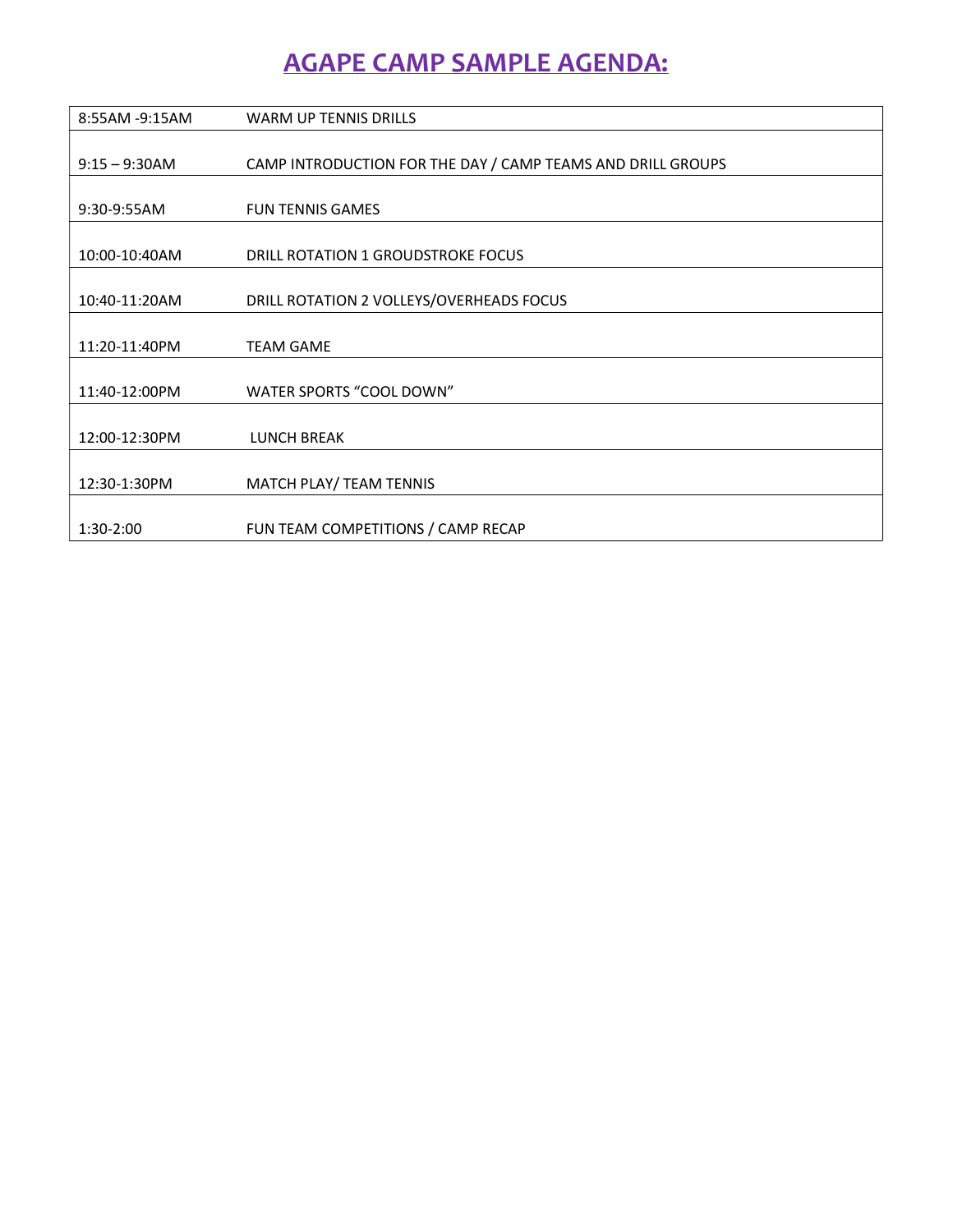# AGAPE CAMP SAMPLE AGENDA:

| | |
|---|---|
| 8:55AM -9:15AM | WARM UP TENNIS DRILLS |
| 9:15 – 9:30AM | CAMP INTRODUCTION FOR THE DAY / CAMP TEAMS AND DRILL GROUPS |
| 9:30-9:55AM | FUN TENNIS GAMES |
| 10:00-10:40AM | DRILL ROTATION 1 GROUDSTROKE FOCUS |
| 10:40-11:20AM | DRILL ROTATION 2 VOLLEYS/OVERHEADS FOCUS |
| 11:20-11:40PM | TEAM GAME |
| 11:40-12:00PM | WATER SPORTS "COOL DOWN" |
| 12:00-12:30PM | LUNCH BREAK |
| 12:30-1:30PM | MATCH PLAY/ TEAM TENNIS |
| 1:30-2:00 | FUN TEAM COMPETITIONS / CAMP RECAP |